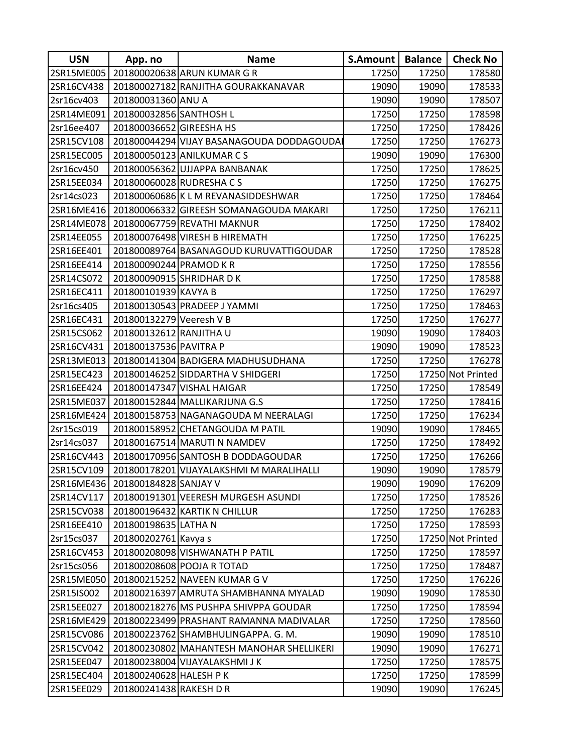| USN | App. no | Name | S.Amount | Balance | Check No |
|---|---|---|---|---|---|
| 2SR15ME005 | 201800020638 | ARUN KUMAR G R | 17250 | 17250 | 178580 |
| 2SR16CV438 | 201800027182 | RANJITHA GOURAKKANAVAR | 19090 | 19090 | 178533 |
| 2sr16cv403 | 201800031360 | ANU A | 19090 | 19090 | 178507 |
| 2SR14ME091 | 201800032856 | SANTHOSH L | 17250 | 17250 | 178598 |
| 2sr16ee407 | 201800036652 | GIREESHA HS | 17250 | 17250 | 178426 |
| 2SR15CV108 | 201800044294 | VIJAY BASANAGOUDA DODDAGOUDAI | 17250 | 17250 | 176273 |
| 2SR15EC005 | 201800050123 | ANILKUMAR C S | 19090 | 19090 | 176300 |
| 2sr16cv450 | 201800056362 | UJJAPPA BANBANAK | 17250 | 17250 | 178625 |
| 2SR15EE034 | 201800060028 | RUDRESHA C S | 17250 | 17250 | 176275 |
| 2sr14cs023 | 201800060686 | K L M REVANASIDDESHWAR | 17250 | 17250 | 178464 |
| 2SR16ME416 | 201800066332 | GIREESH SOMANAGOUDA MAKARI | 17250 | 17250 | 176211 |
| 2SR14ME078 | 201800067759 | REVATHI MAKNUR | 17250 | 17250 | 178402 |
| 2SR14EE055 | 201800076498 | VIRESH B HIREMATH | 17250 | 17250 | 176225 |
| 2SR16EE401 | 201800089764 | BASANAGOUD KURUVATTIGOUDAR | 17250 | 17250 | 178528 |
| 2SR16EE414 | 201800090244 | PRAMOD K R | 17250 | 17250 | 178556 |
| 2SR14CS072 | 201800090915 | SHRIDHAR D K | 17250 | 17250 | 178588 |
| 2SR16EC411 | 201800101939 | KAVYA B | 17250 | 17250 | 176297 |
| 2sr16cs405 | 201800130543 | PRADEEP J YAMMI | 17250 | 17250 | 178463 |
| 2SR16EC431 | 201800132279 | Veeresh V B | 17250 | 17250 | 176277 |
| 2SR15CS062 | 201800132612 | RANJITHA U | 19090 | 19090 | 178403 |
| 2SR16CV431 | 201800137536 | PAVITRA P | 19090 | 19090 | 178523 |
| 2SR13ME013 | 201800141304 | BADIGERA MADHUSUDHANA | 17250 | 17250 | 176278 |
| 2SR15EC423 | 201800146252 | SIDDARTHA V SHIDGERI | 17250 | 17250 | Not Printed |
| 2SR16EE424 | 201800147347 | VISHAL HAIGAR | 17250 | 17250 | 178549 |
| 2SR15ME037 | 201800152844 | MALLIKARJUNA G.S | 17250 | 17250 | 178416 |
| 2SR16ME424 | 201800158753 | NAGANAGOUDA M NEERALAGI | 17250 | 17250 | 176234 |
| 2sr15cs019 | 201800158952 | CHETANGOUDA M PATIL | 19090 | 19090 | 178465 |
| 2sr14cs037 | 201800167514 | MARUTI N NAMDEV | 17250 | 17250 | 178492 |
| 2SR16CV443 | 201800170956 | SANTOSH B DODDAGOUDAR | 17250 | 17250 | 176266 |
| 2SR15CV109 | 201800178201 | VIJAYALAKSHMI M MARALIHALLI | 19090 | 19090 | 178579 |
| 2SR16ME436 | 201800184828 | SANJAY V | 19090 | 19090 | 176209 |
| 2SR14CV117 | 201800191301 | VEERESH MURGESH ASUNDI | 17250 | 17250 | 178526 |
| 2SR15CV038 | 201800196432 | KARTIK N CHILLUR | 17250 | 17250 | 176283 |
| 2SR16EE410 | 201800198635 | LATHA N | 17250 | 17250 | 178593 |
| 2sr15cs037 | 201800202761 | Kavya s | 17250 | 17250 | Not Printed |
| 2SR16CV453 | 201800208098 | VISHWANATH P PATIL | 17250 | 17250 | 178597 |
| 2sr15cs056 | 201800208608 | POOJA R TOTAD | 17250 | 17250 | 178487 |
| 2SR15ME050 | 201800215252 | NAVEEN KUMAR G V | 17250 | 17250 | 176226 |
| 2SR15IS002 | 201800216397 | AMRUTA SHAMBHANNA MYALAD | 19090 | 19090 | 178530 |
| 2SR15EE027 | 201800218276 | MS PUSHPA SHIVPPA GOUDAR | 17250 | 17250 | 178594 |
| 2SR16ME429 | 201800223499 | PRASHANT RAMANNA MADIVALAR | 17250 | 17250 | 178560 |
| 2SR15CV086 | 201800223762 | SHAMBHULINGAPPA. G. M. | 19090 | 19090 | 178510 |
| 2SR15CV042 | 201800230802 | MAHANTESH MANOHAR SHELLIKERI | 19090 | 19090 | 176271 |
| 2SR15EE047 | 201800238004 | VIJAYALAKSHMI J K | 17250 | 17250 | 178575 |
| 2SR15EC404 | 201800240628 | HALESH P K | 17250 | 17250 | 178599 |
| 2SR15EE029 | 201800241438 | RAKESH D R | 19090 | 19090 | 176245 |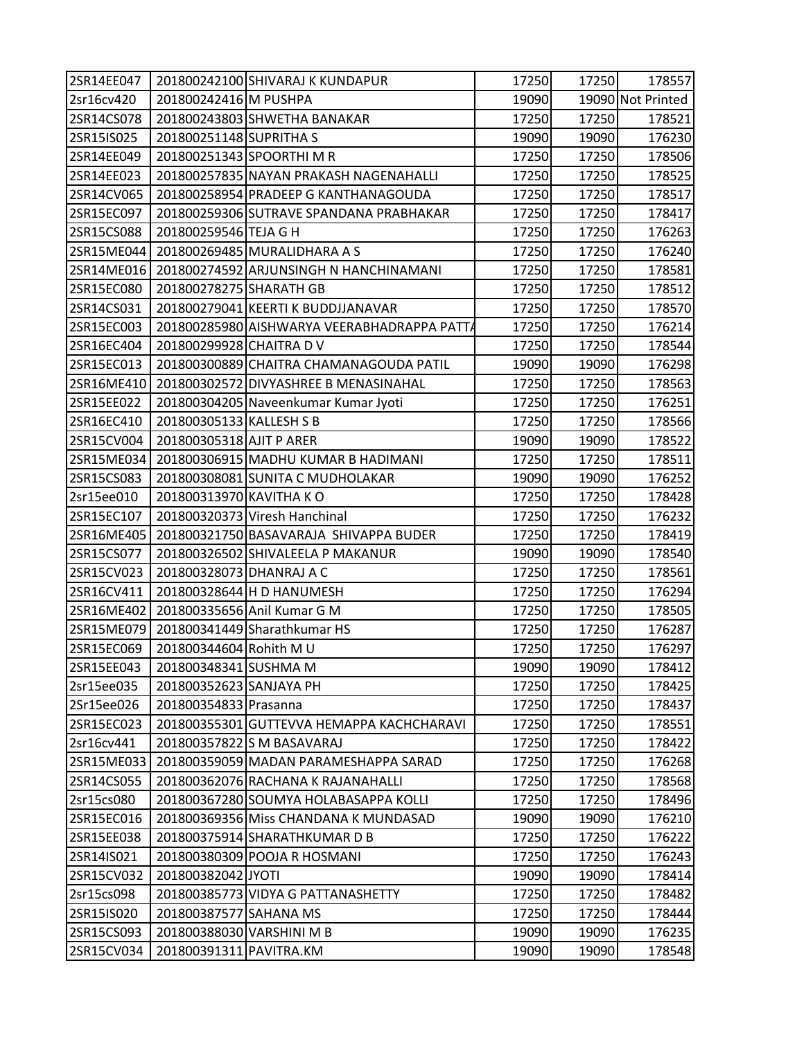| 2SR14EE047 | 201800242100 | SHIVARAJ K KUNDAPUR | 17250 | 17250 | 178557 |
|---|---|---|---|---|---|
| 2sr16cv420 | 201800242416 | M PUSHPA | 19090 | 19090 | Not Printed |
| 2SR14CS078 | 201800243803 | SHWETHA BANAKAR | 17250 | 17250 | 178521 |
| 2SR15IS025 | 201800251148 | SUPRITHA S | 19090 | 19090 | 176230 |
| 2SR14EE049 | 201800251343 | SPOORTHI M R | 17250 | 17250 | 178506 |
| 2SR14EE023 | 201800257835 | NAYAN PRAKASH NAGENAHALLI | 17250 | 17250 | 178525 |
| 2SR14CV065 | 201800258954 | PRADEEP G KANTHANAGOUDA | 17250 | 17250 | 178517 |
| 2SR15EC097 | 201800259306 | SUTRAVE SPANDANA PRABHAKAR | 17250 | 17250 | 178417 |
| 2SR15CS088 | 201800259546 | TEJA G H | 17250 | 17250 | 176263 |
| 2SR15ME044 | 201800269485 | MURALIDHARA A S | 17250 | 17250 | 176240 |
| 2SR14ME016 | 201800274592 | ARJUNSINGH N HANCHINAMANI | 17250 | 17250 | 178581 |
| 2SR15EC080 | 201800278275 | SHARATH GB | 17250 | 17250 | 178512 |
| 2SR14CS031 | 201800279041 | KEERTI K BUDDJJANAVAR | 17250 | 17250 | 178570 |
| 2SR15EC003 | 201800285980 | AISHWARYA VEERABHADRAPPA PATTA | 17250 | 17250 | 176214 |
| 2SR16EC404 | 201800299928 | CHAITRA D V | 17250 | 17250 | 178544 |
| 2SR15EC013 | 201800300889 | CHAITRA CHAMANAGOUDA PATIL | 19090 | 19090 | 176298 |
| 2SR16ME410 | 201800302572 | DIVYASHREE B MENASINAHAL | 17250 | 17250 | 178563 |
| 2SR15EE022 | 201800304205 | Naveenkumar Kumar Jyoti | 17250 | 17250 | 176251 |
| 2SR16EC410 | 201800305133 | KALLESH S B | 17250 | 17250 | 178566 |
| 2SR15CV004 | 201800305318 | AJIT P ARER | 19090 | 19090 | 178522 |
| 2SR15ME034 | 201800306915 | MADHU KUMAR B HADIMANI | 17250 | 17250 | 178511 |
| 2SR15CS083 | 201800308081 | SUNITA C MUDHOLAKAR | 19090 | 19090 | 176252 |
| 2sr15ee010 | 201800313970 | KAVITHA K O | 17250 | 17250 | 178428 |
| 2SR15EC107 | 201800320373 | Viresh Hanchinal | 17250 | 17250 | 176232 |
| 2SR16ME405 | 201800321750 | BASAVARAJA SHIVAPPA BUDER | 17250 | 17250 | 178419 |
| 2SR15CS077 | 201800326502 | SHIVALEELA P MAKANUR | 19090 | 19090 | 178540 |
| 2SR15CV023 | 201800328073 | DHANRAJ A C | 17250 | 17250 | 178561 |
| 2SR16CV411 | 201800328644 | H D HANUMESH | 17250 | 17250 | 176294 |
| 2SR16ME402 | 201800335656 | Anil Kumar G M | 17250 | 17250 | 178505 |
| 2SR15ME079 | 201800341449 | Sharathkumar HS | 17250 | 17250 | 176287 |
| 2SR15EC069 | 201800344604 | Rohith M U | 17250 | 17250 | 176297 |
| 2SR15EE043 | 201800348341 | SUSHMA M | 19090 | 19090 | 178412 |
| 2sr15ee035 | 201800352623 | SANJAYA PH | 17250 | 17250 | 178425 |
| 2Sr15ee026 | 201800354833 | Prasanna | 17250 | 17250 | 178437 |
| 2SR15EC023 | 201800355301 | GUTTEVVA HEMAPPA KACHCHARAVI | 17250 | 17250 | 178551 |
| 2sr16cv441 | 201800357822 | S M BASAVARAJ | 17250 | 17250 | 178422 |
| 2SR15ME033 | 201800359059 | MADAN PARAMESHAPPA SARAD | 17250 | 17250 | 176268 |
| 2SR14CS055 | 201800362076 | RACHANA K RAJANAHALLI | 17250 | 17250 | 178568 |
| 2sr15cs080 | 201800367280 | SOUMYA HOLABASAPPA KOLLI | 17250 | 17250 | 178496 |
| 2SR15EC016 | 201800369356 | Miss CHANDANA K MUNDASAD | 19090 | 19090 | 176210 |
| 2SR15EE038 | 201800375914 | SHARATHKUMAR D B | 17250 | 17250 | 176222 |
| 2SR14IS021 | 201800380309 | POOJA R HOSMANI | 17250 | 17250 | 176243 |
| 2SR15CV032 | 201800382042 | JYOTI | 19090 | 19090 | 178414 |
| 2sr15cs098 | 201800385773 | VIDYA G PATTANASHETTY | 17250 | 17250 | 178482 |
| 2SR15IS020 | 201800387577 | SAHANA MS | 17250 | 17250 | 178444 |
| 2SR15CS093 | 201800388030 | VARSHINI M B | 19090 | 19090 | 176235 |
| 2SR15CV034 | 201800391311 | PAVITRA.KM | 19090 | 19090 | 178548 |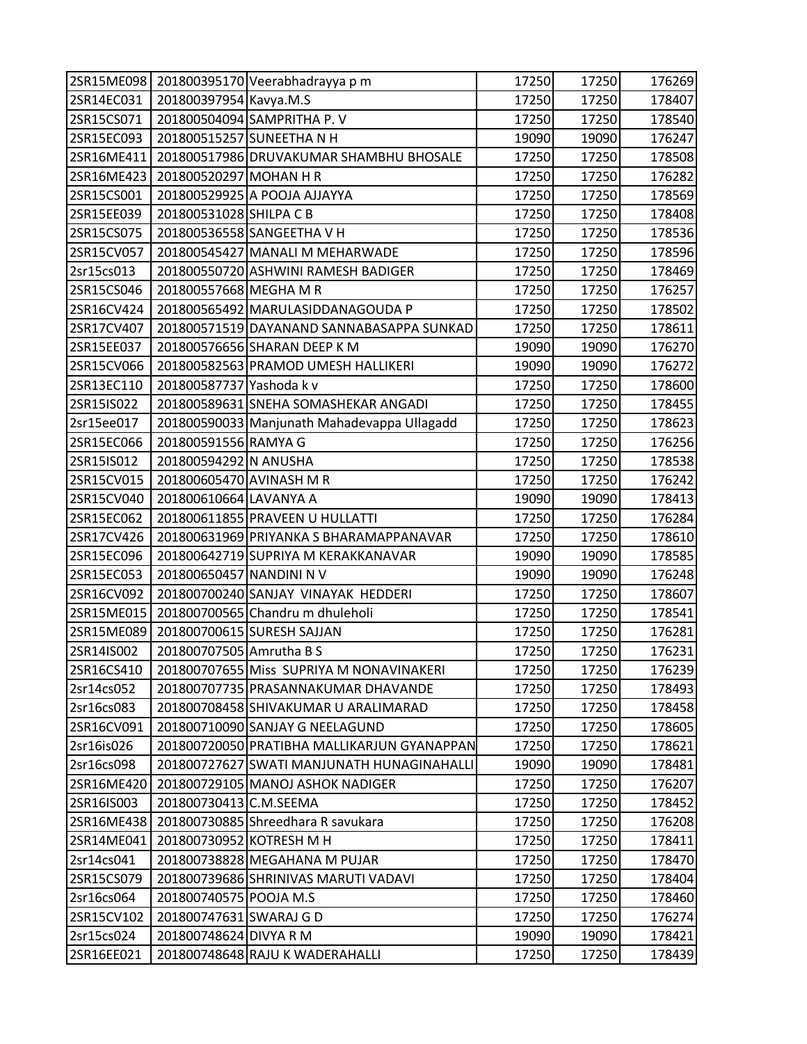| | | | | | |
|---|---|---|---|---|---|
| 2SR15ME098 | 201800395170 | Veerabhadrayya p m | 17250 | 17250 | 176269 |
| 2SR14EC031 | 201800397954 | Kavya.M.S | 17250 | 17250 | 178407 |
| 2SR15CS071 | 201800504094 | SAMPRITHA P. V | 17250 | 17250 | 178540 |
| 2SR15EC093 | 201800515257 | SUNEETHA N H | 19090 | 19090 | 176247 |
| 2SR16ME411 | 201800517986 | DRUVAKUMAR SHAMBHU BHOSALE | 17250 | 17250 | 178508 |
| 2SR16ME423 | 201800520297 | MOHAN H R | 17250 | 17250 | 176282 |
| 2SR15CS001 | 201800529925 | A POOJA AJJAYYA | 17250 | 17250 | 178569 |
| 2SR15EE039 | 201800531028 | SHILPA C B | 17250 | 17250 | 178408 |
| 2SR15CS075 | 201800536558 | SANGEETHA V H | 17250 | 17250 | 178536 |
| 2SR15CV057 | 201800545427 | MANALI M MEHARWADE | 17250 | 17250 | 178596 |
| 2sr15cs013 | 201800550720 | ASHWINI RAMESH BADIGER | 17250 | 17250 | 178469 |
| 2SR15CS046 | 201800557668 | MEGHA M R | 17250 | 17250 | 176257 |
| 2SR16CV424 | 201800565492 | MARULASIDDANAGOUDA P | 17250 | 17250 | 178502 |
| 2SR17CV407 | 201800571519 | DAYANAND SANNABASAPPA SUNKAD | 17250 | 17250 | 178611 |
| 2SR15EE037 | 201800576656 | SHARAN DEEP K M | 19090 | 19090 | 176270 |
| 2SR15CV066 | 201800582563 | PRAMOD UMESH HALLIKERI | 19090 | 19090 | 176272 |
| 2SR13EC110 | 201800587737 | Yashoda k v | 17250 | 17250 | 178600 |
| 2SR15IS022 | 201800589631 | SNEHA SOMASHEKAR ANGADI | 17250 | 17250 | 178455 |
| 2sr15ee017 | 201800590033 | Manjunath Mahadevappa Ullagadd | 17250 | 17250 | 178623 |
| 2SR15EC066 | 201800591556 | RAMYA G | 17250 | 17250 | 176256 |
| 2SR15IS012 | 201800594292 | N ANUSHA | 17250 | 17250 | 178538 |
| 2SR15CV015 | 201800605470 | AVINASH M R | 17250 | 17250 | 176242 |
| 2SR15CV040 | 201800610664 | LAVANYA A | 19090 | 19090 | 178413 |
| 2SR15EC062 | 201800611855 | PRAVEEN U HULLATTI | 17250 | 17250 | 176284 |
| 2SR17CV426 | 201800631969 | PRIYANKA S BHARAMAPPANAVAR | 17250 | 17250 | 178610 |
| 2SR15EC096 | 201800642719 | SUPRIYA M KERAKKANAVAR | 19090 | 19090 | 178585 |
| 2SR15EC053 | 201800650457 | NANDINI N V | 19090 | 19090 | 176248 |
| 2SR16CV092 | 201800700240 | SANJAY VINAYAK HEDDERI | 17250 | 17250 | 178607 |
| 2SR15ME015 | 201800700565 | Chandru m dhuleholi | 17250 | 17250 | 178541 |
| 2SR15ME089 | 201800700615 | SURESH SAJJAN | 17250 | 17250 | 176281 |
| 2SR14IS002 | 201800707505 | Amrutha B S | 17250 | 17250 | 176231 |
| 2SR16CS410 | 201800707655 | Miss SUPRIYA M NONAVINAKERI | 17250 | 17250 | 176239 |
| 2sr14cs052 | 201800707735 | PRASANNAKUMAR DHAVANDE | 17250 | 17250 | 178493 |
| 2sr16cs083 | 201800708458 | SHIVAKUMAR U ARALIMARAD | 17250 | 17250 | 178458 |
| 2SR16CV091 | 201800710090 | SANJAY G NEELAGUND | 17250 | 17250 | 178605 |
| 2sr16is026 | 201800720050 | PRATIBHA MALLIKARJUN GYANAPPAN | 17250 | 17250 | 178621 |
| 2sr16cs098 | 201800727627 | SWATI MANJUNATH HUNAGINAHALLI | 19090 | 19090 | 178481 |
| 2SR16ME420 | 201800729105 | MANOJ ASHOK NADIGER | 17250 | 17250 | 176207 |
| 2SR16IS003 | 201800730413 | C.M.SEEMA | 17250 | 17250 | 178452 |
| 2SR16ME438 | 201800730885 | Shreedhara R savukara | 17250 | 17250 | 176208 |
| 2SR14ME041 | 201800730952 | KOTRESH M H | 17250 | 17250 | 178411 |
| 2sr14cs041 | 201800738828 | MEGAHANA M PUJAR | 17250 | 17250 | 178470 |
| 2SR15CS079 | 201800739686 | SHRINIVAS MARUTI VADAVI | 17250 | 17250 | 178404 |
| 2sr16cs064 | 201800740575 | POOJA M.S | 17250 | 17250 | 178460 |
| 2SR15CV102 | 201800747631 | SWARAJ G D | 17250 | 17250 | 176274 |
| 2sr15cs024 | 201800748624 | DIVYA R M | 19090 | 19090 | 178421 |
| 2SR16EE021 | 201800748648 | RAJU K WADERAHALLI | 17250 | 17250 | 178439 |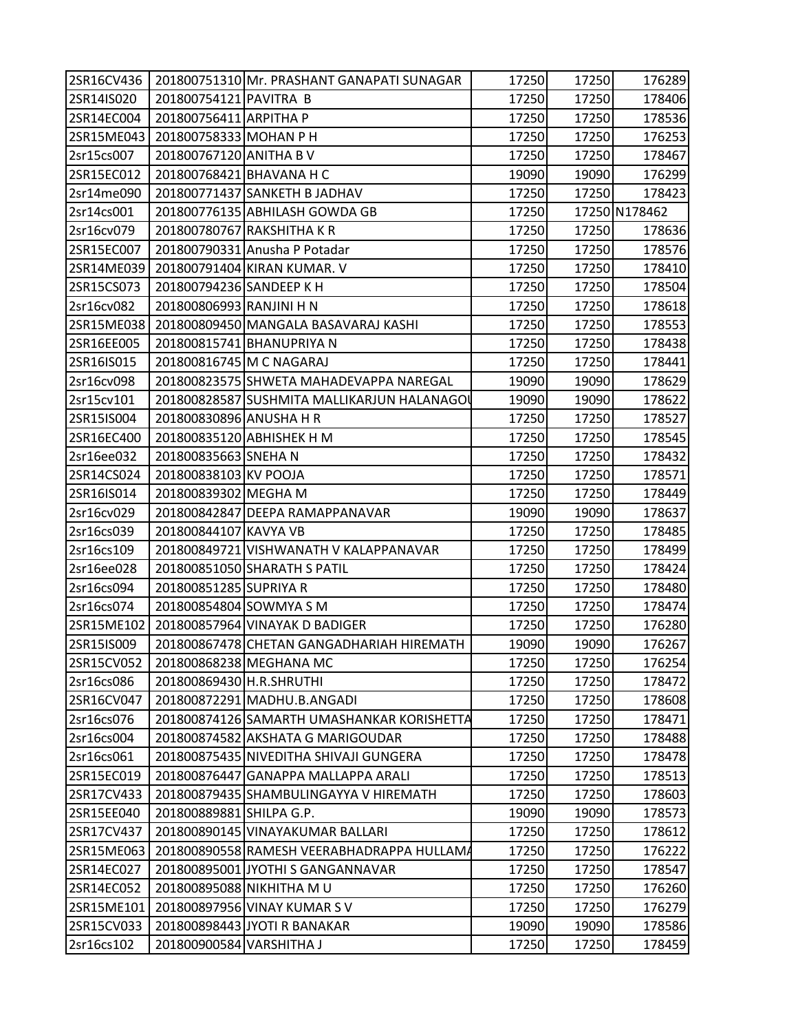| | | | | | |
|---|---|---|---|---|---|
| 2SR16CV436 | 201800751310 | Mr. PRASHANT GANAPATI SUNAGAR | 17250 | 17250 | 176289 |
| 2SR14IS020 | 201800754121 | PAVITRA B | 17250 | 17250 | 178406 |
| 2SR14EC004 | 201800756411 | ARPITHA P | 17250 | 17250 | 178536 |
| 2SR15ME043 | 201800758333 | MOHAN P H | 17250 | 17250 | 176253 |
| 2sr15cs007 | 201800767120 | ANITHA B V | 17250 | 17250 | 178467 |
| 2SR15EC012 | 201800768421 | BHAVANA H C | 19090 | 19090 | 176299 |
| 2sr14me090 | 201800771437 | SANKETH B JADHAV | 17250 | 17250 | 178423 |
| 2sr14cs001 | 201800776135 | ABHILASH GOWDA GB | 17250 | 17250 | N178462 |
| 2sr16cv079 | 201800780767 | RAKSHITHA K R | 17250 | 17250 | 178636 |
| 2SR15EC007 | 201800790331 | Anusha P Potadar | 17250 | 17250 | 178576 |
| 2SR14ME039 | 201800791404 | KIRAN KUMAR. V | 17250 | 17250 | 178410 |
| 2SR15CS073 | 201800794236 | SANDEEP K H | 17250 | 17250 | 178504 |
| 2sr16cv082 | 201800806993 | RANJINI H N | 17250 | 17250 | 178618 |
| 2SR15ME038 | 201800809450 | MANGALA BASAVARAJ KASHI | 17250 | 17250 | 178553 |
| 2SR16EE005 | 201800815741 | BHANUPRIYA N | 17250 | 17250 | 178438 |
| 2SR16IS015 | 201800816745 | M C NAGARAJ | 17250 | 17250 | 178441 |
| 2sr16cv098 | 201800823575 | SHWETA MAHADEVAPPA NAREGAL | 19090 | 19090 | 178629 |
| 2sr15cv101 | 201800828587 | SUSHMITA MALLIKARJUN HALANAGOU | 19090 | 19090 | 178622 |
| 2SR15IS004 | 201800830896 | ANUSHA H R | 17250 | 17250 | 178527 |
| 2SR16EC400 | 201800835120 | ABHISHEK H M | 17250 | 17250 | 178545 |
| 2sr16ee032 | 201800835663 | SNEHA N | 17250 | 17250 | 178432 |
| 2SR14CS024 | 201800838103 | KV POOJA | 17250 | 17250 | 178571 |
| 2SR16IS014 | 201800839302 | MEGHA M | 17250 | 17250 | 178449 |
| 2sr16cv029 | 201800842847 | DEEPA RAMAPPANAVAR | 19090 | 19090 | 178637 |
| 2sr16cs039 | 201800844107 | KAVYA VB | 17250 | 17250 | 178485 |
| 2sr16cs109 | 201800849721 | VISHWANATH V KALAPPANAVAR | 17250 | 17250 | 178499 |
| 2sr16ee028 | 201800851050 | SHARATH S PATIL | 17250 | 17250 | 178424 |
| 2sr16cs094 | 201800851285 | SUPRIYA R | 17250 | 17250 | 178480 |
| 2sr16cs074 | 201800854804 | SOWMYA S M | 17250 | 17250 | 178474 |
| 2SR15ME102 | 201800857964 | VINAYAK D BADIGER | 17250 | 17250 | 176280 |
| 2SR15IS009 | 201800867478 | CHETAN GANGADHARIAH HIREMATH | 19090 | 19090 | 176267 |
| 2SR15CV052 | 201800868238 | MEGHANA MC | 17250 | 17250 | 176254 |
| 2sr16cs086 | 201800869430 | H.R.SHRUTHI | 17250 | 17250 | 178472 |
| 2SR16CV047 | 201800872291 | MADHU.B.ANGADI | 17250 | 17250 | 178608 |
| 2sr16cs076 | 201800874126 | SAMARTH UMASHANKAR KORISHETTA | 17250 | 17250 | 178471 |
| 2sr16cs004 | 201800874582 | AKSHATA G MARIGOUDAR | 17250 | 17250 | 178488 |
| 2sr16cs061 | 201800875435 | NIVEDITHA SHIVAJI GUNGERA | 17250 | 17250 | 178478 |
| 2SR15EC019 | 201800876447 | GANAPPA MALLAPPA ARALI | 17250 | 17250 | 178513 |
| 2SR17CV433 | 201800879435 | SHAMBULINGAYYA V HIREMATH | 17250 | 17250 | 178603 |
| 2SR15EE040 | 201800889881 | SHILPA G.P. | 19090 | 19090 | 178573 |
| 2SR17CV437 | 201800890145 | VINAYAKUMAR BALLARI | 17250 | 17250 | 178612 |
| 2SR15ME063 | 201800890558 | RAMESH VEERABHADRAPPA HULLAMA | 17250 | 17250 | 176222 |
| 2SR14EC027 | 201800895001 | JYOTHI S GANGANNAVAR | 17250 | 17250 | 178547 |
| 2SR14EC052 | 201800895088 | NIKHITHA M U | 17250 | 17250 | 176260 |
| 2SR15ME101 | 201800897956 | VINAY KUMAR S V | 17250 | 17250 | 176279 |
| 2SR15CV033 | 201800898443 | JYOTI R BANAKAR | 19090 | 19090 | 178586 |
| 2sr16cs102 | 201800900584 | VARSHITHA J | 17250 | 17250 | 178459 |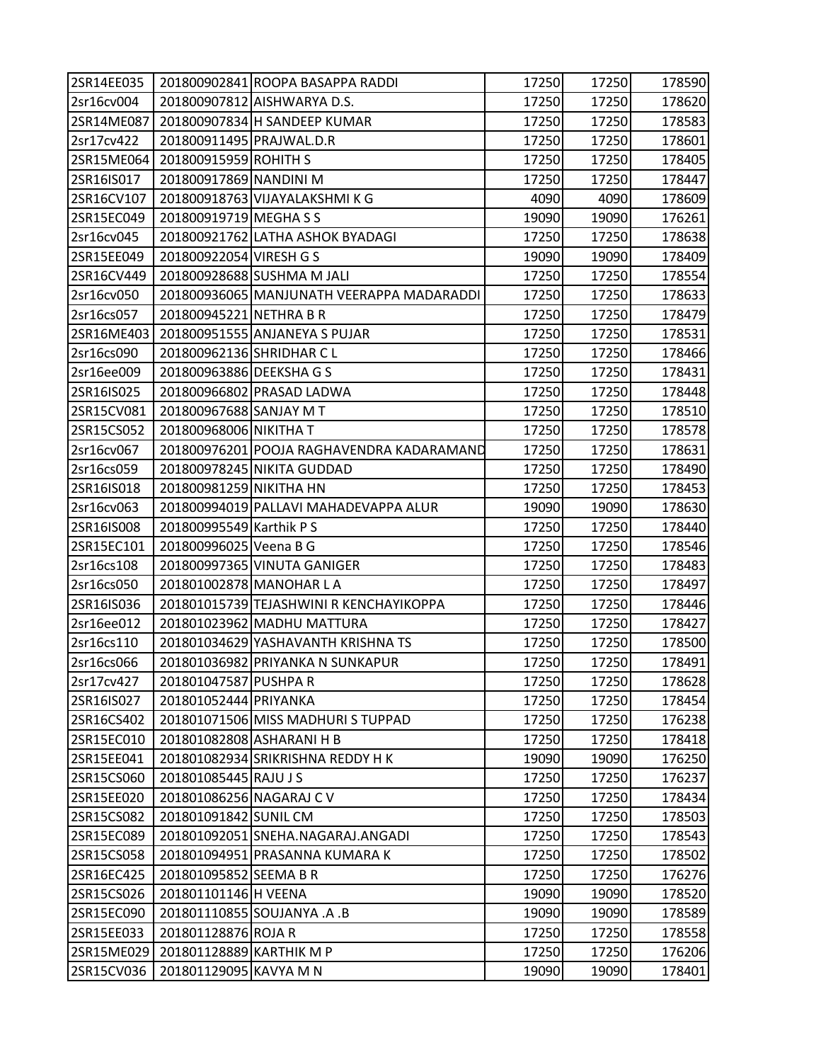| | | | | | |
|---|---|---|---|---|---|
| 2SR14EE035 | 201800902841 | ROOPA BASAPPA RADDI | 17250 | 17250 | 178590 |
| 2sr16cv004 | 201800907812 | AISHWARYA D.S. | 17250 | 17250 | 178620 |
| 2SR14ME087 | 201800907834 | H SANDEEP KUMAR | 17250 | 17250 | 178583 |
| 2sr17cv422 | 201800911495 | PRAJWAL.D.R | 17250 | 17250 | 178601 |
| 2SR15ME064 | 201800915959 | ROHITH S | 17250 | 17250 | 178405 |
| 2SR16IS017 | 201800917869 | NANDINI M | 17250 | 17250 | 178447 |
| 2SR16CV107 | 201800918763 | VIJAYALAKSHMI K G | 4090 | 4090 | 178609 |
| 2SR15EC049 | 201800919719 | MEGHA S S | 19090 | 19090 | 176261 |
| 2sr16cv045 | 201800921762 | LATHA ASHOK BYADAGI | 17250 | 17250 | 178638 |
| 2SR15EE049 | 201800922054 | VIRESH G S | 19090 | 19090 | 178409 |
| 2SR16CV449 | 201800928688 | SUSHMA M JALI | 17250 | 17250 | 178554 |
| 2sr16cv050 | 201800936065 | MANJUNATH VEERAPPA MADARADDI | 17250 | 17250 | 178633 |
| 2sr16cs057 | 201800945221 | NETHRA B R | 17250 | 17250 | 178479 |
| 2SR16ME403 | 201800951555 | ANJANEYA S PUJAR | 17250 | 17250 | 178531 |
| 2sr16cs090 | 201800962136 | SHRIDHAR C L | 17250 | 17250 | 178466 |
| 2sr16ee009 | 201800963886 | DEEKSHA G S | 17250 | 17250 | 178431 |
| 2SR16IS025 | 201800966802 | PRASAD LADWA | 17250 | 17250 | 178448 |
| 2SR15CV081 | 201800967688 | SANJAY M T | 17250 | 17250 | 178510 |
| 2SR15CS052 | 201800968006 | NIKITHA T | 17250 | 17250 | 178578 |
| 2sr16cv067 | 201800976201 | POOJA RAGHAVENDRA KADARAMAND | 17250 | 17250 | 178631 |
| 2sr16cs059 | 201800978245 | NIKITA GUDDAD | 17250 | 17250 | 178490 |
| 2SR16IS018 | 201800981259 | NIKITHA HN | 17250 | 17250 | 178453 |
| 2sr16cv063 | 201800994019 | PALLAVI MAHADEVAPPA ALUR | 19090 | 19090 | 178630 |
| 2SR16IS008 | 201800995549 | Karthik P S | 17250 | 17250 | 178440 |
| 2SR15EC101 | 201800996025 | Veena B G | 17250 | 17250 | 178546 |
| 2sr16cs108 | 201800997365 | VINUTA GANIGER | 17250 | 17250 | 178483 |
| 2sr16cs050 | 201801002878 | MANOHAR L A | 17250 | 17250 | 178497 |
| 2SR16IS036 | 201801015739 | TEJASHWINI R KENCHAYIKOPPA | 17250 | 17250 | 178446 |
| 2sr16ee012 | 201801023962 | MADHU MATTURA | 17250 | 17250 | 178427 |
| 2sr16cs110 | 201801034629 | YASHAVANTH KRISHNA TS | 17250 | 17250 | 178500 |
| 2sr16cs066 | 201801036982 | PRIYANKA N SUNKAPUR | 17250 | 17250 | 178491 |
| 2sr17cv427 | 201801047587 | PUSHPA R | 17250 | 17250 | 178628 |
| 2SR16IS027 | 201801052444 | PRIYANKA | 17250 | 17250 | 178454 |
| 2SR16CS402 | 201801071506 | MISS MADHURI S TUPPAD | 17250 | 17250 | 176238 |
| 2SR15EC010 | 201801082808 | ASHARANI H B | 17250 | 17250 | 178418 |
| 2SR15EE041 | 201801082934 | SRIKRISHNA REDDY H K | 19090 | 19090 | 176250 |
| 2SR15CS060 | 201801085445 | RAJU J S | 17250 | 17250 | 176237 |
| 2SR15EE020 | 201801086256 | NAGARAJ C V | 17250 | 17250 | 178434 |
| 2SR15CS082 | 201801091842 | SUNIL CM | 17250 | 17250 | 178503 |
| 2SR15EC089 | 201801092051 | SNEHA.NAGARAJ.ANGADI | 17250 | 17250 | 178543 |
| 2SR15CS058 | 201801094951 | PRASANNA KUMARA K | 17250 | 17250 | 178502 |
| 2SR16EC425 | 201801095852 | SEEMA B R | 17250 | 17250 | 176276 |
| 2SR15CS026 | 201801101146 | H VEENA | 19090 | 19090 | 178520 |
| 2SR15EC090 | 201801110855 | SOUJANYA .A .B | 19090 | 19090 | 178589 |
| 2SR15EE033 | 201801128876 | ROJA R | 17250 | 17250 | 178558 |
| 2SR15ME029 | 201801128889 | KARTHIK M P | 17250 | 17250 | 176206 |
| 2SR15CV036 | 201801129095 | KAVYA M N | 19090 | 19090 | 178401 |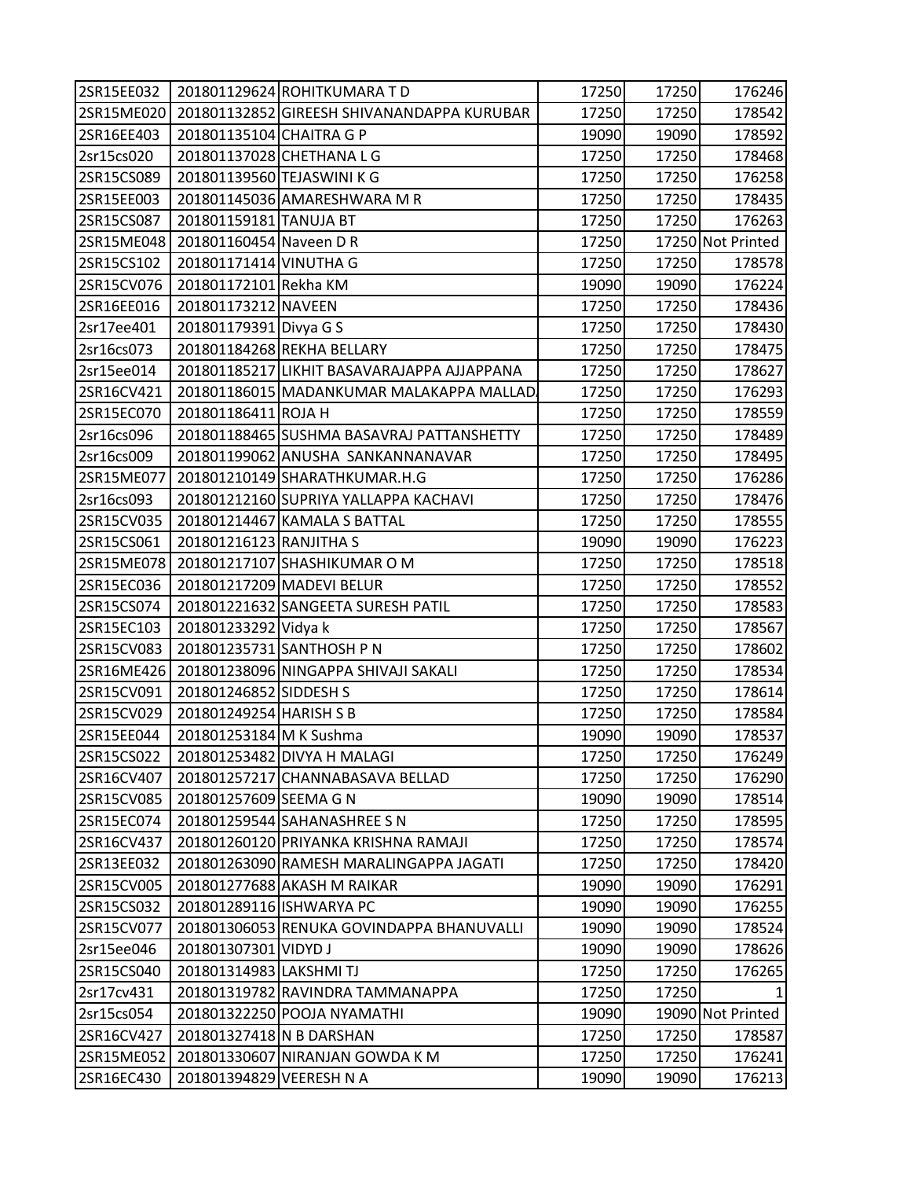| | | | | | |
|---|---|---|---|---|---|
| 2SR15EE032 | 201801129624 | ROHITKUMARA T D | 17250 | 17250 | 176246 |
| 2SR15ME020 | 201801132852 | GIREESH SHIVANANDAPPA KURUBAR | 17250 | 17250 | 178542 |
| 2SR16EE403 | 201801135104 | CHAITRA G P | 19090 | 19090 | 178592 |
| 2sr15cs020 | 201801137028 | CHETHANA L G | 17250 | 17250 | 178468 |
| 2SR15CS089 | 201801139560 | TEJASWINI K G | 17250 | 17250 | 176258 |
| 2SR15EE003 | 201801145036 | AMARESHWARA M R | 17250 | 17250 | 178435 |
| 2SR15CS087 | 201801159181 | TANUJA BT | 17250 | 17250 | 176263 |
| 2SR15ME048 | 201801160454 | Naveen D R | 17250 | 17250 | Not Printed |
| 2SR15CS102 | 201801171414 | VINUTHA G | 17250 | 17250 | 178578 |
| 2SR15CV076 | 201801172101 | Rekha KM | 19090 | 19090 | 176224 |
| 2SR16EE016 | 201801173212 | NAVEEN | 17250 | 17250 | 178436 |
| 2sr17ee401 | 201801179391 | Divya G S | 17250 | 17250 | 178430 |
| 2sr16cs073 | 201801184268 | REKHA BELLARY | 17250 | 17250 | 178475 |
| 2sr15ee014 | 201801185217 | LIKHIT BASAVARAJAPPA AJJAPPANA | 17250 | 17250 | 178627 |
| 2SR16CV421 | 201801186015 | MADANKUMAR MALAKAPPA MALLAD | 17250 | 17250 | 176293 |
| 2SR15EC070 | 201801186411 | ROJA H | 17250 | 17250 | 178559 |
| 2sr16cs096 | 201801188465 | SUSHMA BASAVRAJ PATTANSHETTY | 17250 | 17250 | 178489 |
| 2sr16cs009 | 201801199062 | ANUSHA SANKANNANAVAR | 17250 | 17250 | 178495 |
| 2SR15ME077 | 201801210149 | SHARATHKUMAR.H.G | 17250 | 17250 | 176286 |
| 2sr16cs093 | 201801212160 | SUPRIYA YALLAPPA KACHAVI | 17250 | 17250 | 178476 |
| 2SR15CV035 | 201801214467 | KAMALA S BATTAL | 17250 | 17250 | 178555 |
| 2SR15CS061 | 201801216123 | RANJITHA S | 19090 | 19090 | 176223 |
| 2SR15ME078 | 201801217107 | SHASHIKUMAR O M | 17250 | 17250 | 178518 |
| 2SR15EC036 | 201801217209 | MADEVI BELUR | 17250 | 17250 | 178552 |
| 2SR15CS074 | 201801221632 | SANGEETA SURESH PATIL | 17250 | 17250 | 178583 |
| 2SR15EC103 | 201801233292 | Vidya k | 17250 | 17250 | 178567 |
| 2SR15CV083 | 201801235731 | SANTHOSH P N | 17250 | 17250 | 178602 |
| 2SR16ME426 | 201801238096 | NINGAPPA SHIVAJI SAKALI | 17250 | 17250 | 178534 |
| 2SR15CV091 | 201801246852 | SIDDESH S | 17250 | 17250 | 178614 |
| 2SR15CV029 | 201801249254 | HARISH S B | 17250 | 17250 | 178584 |
| 2SR15EE044 | 201801253184 | M K Sushma | 19090 | 19090 | 178537 |
| 2SR15CS022 | 201801253482 | DIVYA H MALAGI | 17250 | 17250 | 176249 |
| 2SR16CV407 | 201801257217 | CHANNABASAVA BELLAD | 17250 | 17250 | 176290 |
| 2SR15CV085 | 201801257609 | SEEMA G N | 19090 | 19090 | 178514 |
| 2SR15EC074 | 201801259544 | SAHANASHREE S N | 17250 | 17250 | 178595 |
| 2SR16CV437 | 201801260120 | PRIYANKA KRISHNA RAMAJI | 17250 | 17250 | 178574 |
| 2SR13EE032 | 201801263090 | RAMESH MARALINGAPPA JAGATI | 17250 | 17250 | 178420 |
| 2SR15CV005 | 201801277688 | AKASH M RAIKAR | 19090 | 19090 | 176291 |
| 2SR15CS032 | 201801289116 | ISHWARYA PC | 19090 | 19090 | 176255 |
| 2SR15CV077 | 201801306053 | RENUKA GOVINDAPPA BHANUVALLI | 19090 | 19090 | 178524 |
| 2sr15ee046 | 201801307301 | VIDYD J | 19090 | 19090 | 178626 |
| 2SR15CS040 | 201801314983 | LAKSHMI TJ | 17250 | 17250 | 176265 |
| 2sr17cv431 | 201801319782 | RAVINDRA TAMMANAPPA | 17250 | 17250 | 1 |
| 2sr15cs054 | 201801322250 | POOJA NYAMATHI | 19090 | 19090 | Not Printed |
| 2SR16CV427 | 201801327418 | N B DARSHAN | 17250 | 17250 | 178587 |
| 2SR15ME052 | 201801330607 | NIRANJAN GOWDA K M | 17250 | 17250 | 176241 |
| 2SR16EC430 | 201801394829 | VEERESH N A | 19090 | 19090 | 176213 |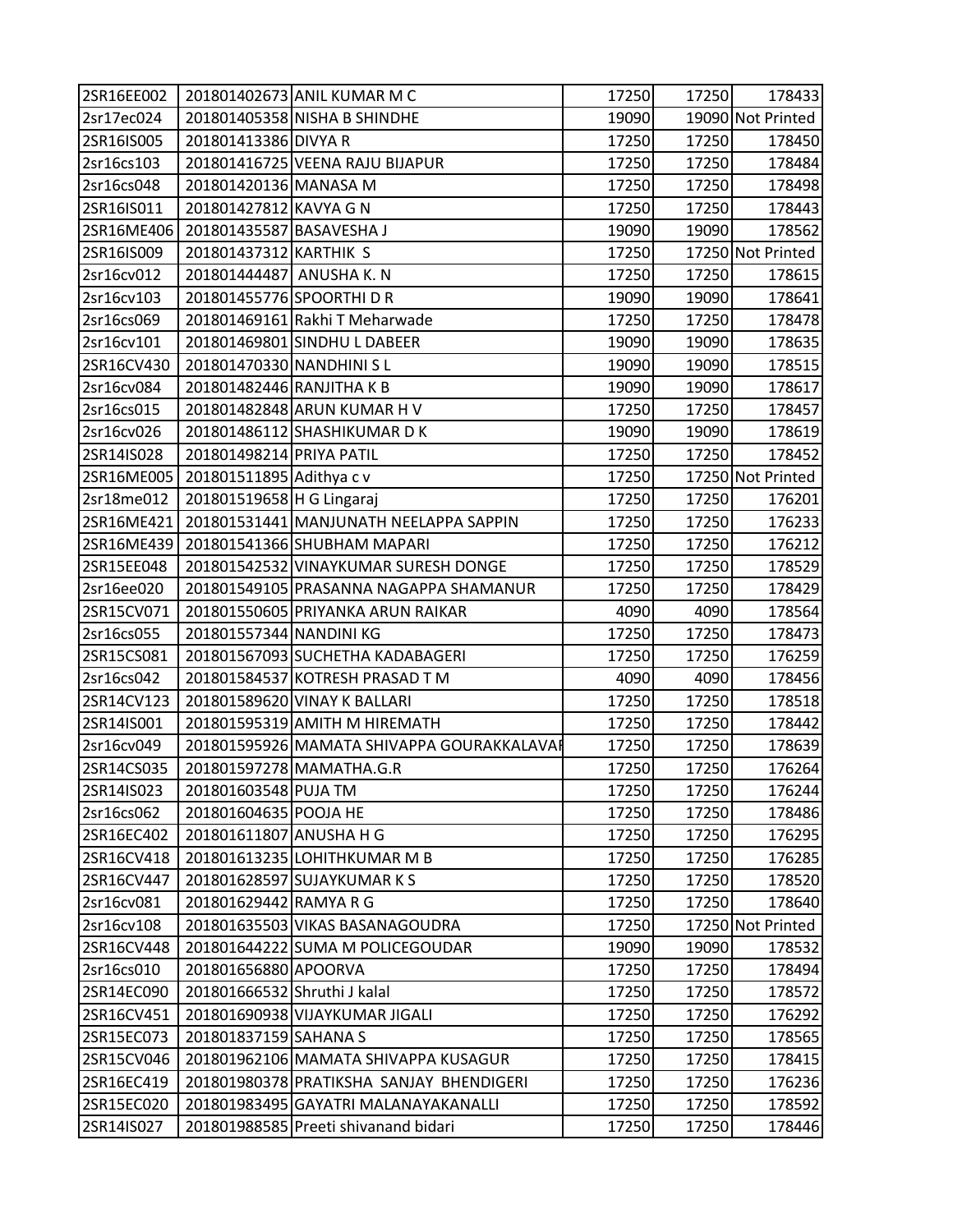| | | | | | |
|---|---|---|---|---|---|
| 2SR16EE002 | 201801402673 | ANIL KUMAR M C | 17250 | 17250 | 178433 |
| 2sr17ec024 | 201801405358 | NISHA B SHINDHE | 19090 | 19090 | Not Printed |
| 2SR16IS005 | 201801413386 | DIVYA R | 17250 | 17250 | 178450 |
| 2sr16cs103 | 201801416725 | VEENA RAJU BIJAPUR | 17250 | 17250 | 178484 |
| 2sr16cs048 | 201801420136 | MANASA M | 17250 | 17250 | 178498 |
| 2SR16IS011 | 201801427812 | KAVYA G N | 17250 | 17250 | 178443 |
| 2SR16ME406 | 201801435587 | BASAVESHA J | 19090 | 19090 | 178562 |
| 2SR16IS009 | 201801437312 | KARTHIK S | 17250 | 17250 | Not Printed |
| 2sr16cv012 | 201801444487 | ANUSHA K. N | 17250 | 17250 | 178615 |
| 2sr16cv103 | 201801455776 | SPOORTHI D R | 19090 | 19090 | 178641 |
| 2sr16cs069 | 201801469161 | Rakhi T Meharwade | 17250 | 17250 | 178478 |
| 2sr16cv101 | 201801469801 | SINDHU L DABEER | 19090 | 19090 | 178635 |
| 2SR16CV430 | 201801470330 | NANDHINI S L | 19090 | 19090 | 178515 |
| 2sr16cv084 | 201801482446 | RANJITHA K B | 19090 | 19090 | 178617 |
| 2sr16cs015 | 201801482848 | ARUN KUMAR H V | 17250 | 17250 | 178457 |
| 2sr16cv026 | 201801486112 | SHASHIKUMAR D K | 19090 | 19090 | 178619 |
| 2SR14IS028 | 201801498214 | PRIYA PATIL | 17250 | 17250 | 178452 |
| 2SR16ME005 | 201801511895 | Adithya c v | 17250 | 17250 | Not Printed |
| 2sr18me012 | 201801519658 | H G Lingaraj | 17250 | 17250 | 176201 |
| 2SR16ME421 | 201801531441 | MANJUNATH NEELAPPA SAPPIN | 17250 | 17250 | 176233 |
| 2SR16ME439 | 201801541366 | SHUBHAM MAPARI | 17250 | 17250 | 176212 |
| 2SR15EE048 | 201801542532 | VINAYKUMAR SURESH DONGE | 17250 | 17250 | 178529 |
| 2sr16ee020 | 201801549105 | PRASANNA NAGAPPA SHAMANUR | 17250 | 17250 | 178429 |
| 2SR15CV071 | 201801550605 | PRIYANKA ARUN RAIKAR | 4090 | 4090 | 178564 |
| 2sr16cs055 | 201801557344 | NANDINI KG | 17250 | 17250 | 178473 |
| 2SR15CS081 | 201801567093 | SUCHETHA KADABAGERI | 17250 | 17250 | 176259 |
| 2sr16cs042 | 201801584537 | KOTRESH PRASAD T M | 4090 | 4090 | 178456 |
| 2SR14CV123 | 201801589620 | VINAY K BALLARI | 17250 | 17250 | 178518 |
| 2SR14IS001 | 201801595319 | AMITH M HIREMATH | 17250 | 17250 | 178442 |
| 2sr16cv049 | 201801595926 | MAMATA SHIVAPPA GOURAKKALAVAI | 17250 | 17250 | 178639 |
| 2SR14CS035 | 201801597278 | MAMATHA.G.R | 17250 | 17250 | 176264 |
| 2SR14IS023 | 201801603548 | PUJA TM | 17250 | 17250 | 176244 |
| 2sr16cs062 | 201801604635 | POOJA HE | 17250 | 17250 | 178486 |
| 2SR16EC402 | 201801611807 | ANUSHA H G | 17250 | 17250 | 176295 |
| 2SR16CV418 | 201801613235 | LOHITHKUMAR M B | 17250 | 17250 | 176285 |
| 2SR16CV447 | 201801628597 | SUJAYKUMAR K S | 17250 | 17250 | 178520 |
| 2sr16cv081 | 201801629442 | RAMYA R G | 17250 | 17250 | 178640 |
| 2sr16cv108 | 201801635503 | VIKAS BASANAGOUDRA | 17250 | 17250 | Not Printed |
| 2SR16CV448 | 201801644222 | SUMA M POLICEGOUDAR | 19090 | 19090 | 178532 |
| 2sr16cs010 | 201801656880 | APOORVA | 17250 | 17250 | 178494 |
| 2SR14EC090 | 201801666532 | Shruthi J kalal | 17250 | 17250 | 178572 |
| 2SR16CV451 | 201801690938 | VIJAYKUMAR JIGALI | 17250 | 17250 | 176292 |
| 2SR15EC073 | 201801837159 | SAHANA S | 17250 | 17250 | 178565 |
| 2SR15CV046 | 201801962106 | MAMATA SHIVAPPA KUSAGUR | 17250 | 17250 | 178415 |
| 2SR16EC419 | 201801980378 | PRATIKSHA SANJAY BHENDIGERI | 17250 | 17250 | 176236 |
| 2SR15EC020 | 201801983495 | GAYATRI MALANAYAKANALLI | 17250 | 17250 | 178592 |
| 2SR14IS027 | 201801988585 | Preeti shivanand bidari | 17250 | 17250 | 178446 |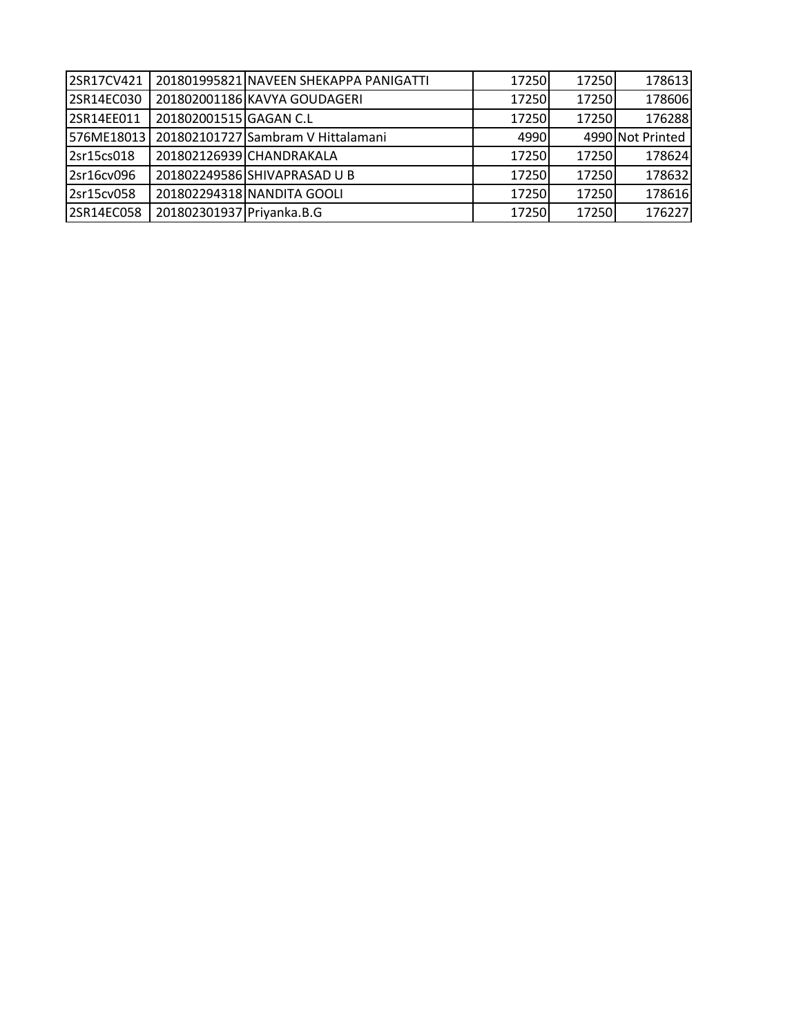| | | | | | |
|---|---|---|---|---|---|
| 2SR17CV421 | 201801995821 | NAVEEN SHEKAPPA PANIGATTI | 17250 | 17250 | 178613 |
| 2SR14EC030 | 201802001186 | KAVYA GOUDAGERI | 17250 | 17250 | 178606 |
| 2SR14EE011 | 201802001515 | GAGAN C.L | 17250 | 17250 | 176288 |
| 576ME18013 | 201802101727 | Sambram V Hittalamani | 4990 | 4990 | Not Printed |
| 2sr15cs018 | 201802126939 | CHANDRAKALA | 17250 | 17250 | 178624 |
| 2sr16cv096 | 201802249586 | SHIVAPRASAD U B | 17250 | 17250 | 178632 |
| 2sr15cv058 | 201802294318 | NANDITA GOOLI | 17250 | 17250 | 178616 |
| 2SR14EC058 | 201802301937 | Priyanka.B.G | 17250 | 17250 | 176227 |